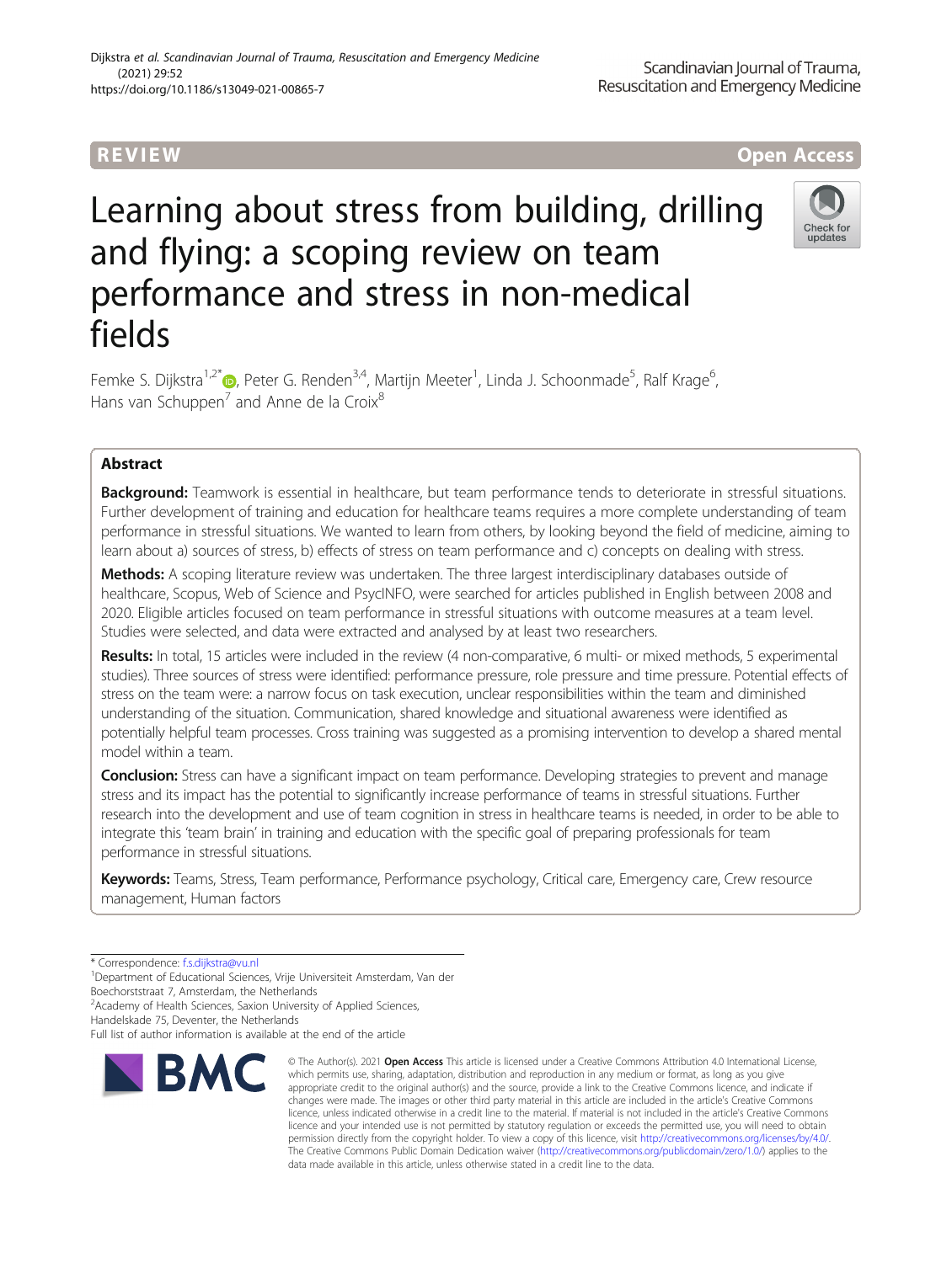REVIEW

Open Access

# Learning about stress from building, drilling and flying: a scoping review on team performance and stress in non-medical fields

Femke S. Dijkstra[1,2*], Peter G. Renden[3,4], Martijn Meeter[1], Linda J. Schoonmade[5], Ralf Krage[6], Hans van Schuppen[7] and Anne de la Croix[8]

## Abstract

**Background:** Teamwork is essential in healthcare, but team performance tends to deteriorate in stressful situations. Further development of training and education for healthcare teams requires a more complete understanding of team performance in stressful situations. We wanted to learn from others, by looking beyond the field of medicine, aiming to learn about a) sources of stress, b) effects of stress on team performance and c) concepts on dealing with stress.

**Methods:** A scoping literature review was undertaken. The three largest interdisciplinary databases outside of healthcare, Scopus, Web of Science and PsycINFO, were searched for articles published in English between 2008 and 2020. Eligible articles focused on team performance in stressful situations with outcome measures at a team level. Studies were selected, and data were extracted and analysed by at least two researchers.

**Results:** In total, 15 articles were included in the review (4 non-comparative, 6 multi- or mixed methods, 5 experimental studies). Three sources of stress were identified: performance pressure, role pressure and time pressure. Potential effects of stress on the team were: a narrow focus on task execution, unclear responsibilities within the team and diminished understanding of the situation. Communication, shared knowledge and situational awareness were identified as potentially helpful team processes. Cross training was suggested as a promising intervention to develop a shared mental model within a team.

**Conclusion:** Stress can have a significant impact on team performance. Developing strategies to prevent and manage stress and its impact has the potential to significantly increase performance of teams in stressful situations. Further research into the development and use of team cognition in stress in healthcare teams is needed, in order to be able to integrate this 'team brain' in training and education with the specific goal of preparing professionals for team performance in stressful situations.

**Keywords:** Teams, Stress, Team performance, Performance psychology, Critical care, Emergency care, Crew resource management, Human factors

---

\* Correspondence: f.s.dijkstra@vu.nl

[1]Department of Educational Sciences, Vrije Universiteit Amsterdam, Van der Boechorststraat 7, Amsterdam, the Netherlands

[2]Academy of Health Sciences, Saxion University of Applied Sciences, Handelskade 75, Deventer, the Netherlands

Full list of author information is available at the end of the article

© The Author(s). 2021 **Open Access** This article is licensed under a Creative Commons Attribution 4.0 International License, which permits use, sharing, adaptation, distribution and reproduction in any medium or format, as long as you give appropriate credit to the original author(s) and the source, provide a link to the Creative Commons licence, and indicate if changes were made. The images or other third party material in this article are included in the article's Creative Commons licence, unless indicated otherwise in a credit line to the material. If material is not included in the article's Creative Commons licence and your intended use is not permitted by statutory regulation or exceeds the permitted use, you will need to obtain permission directly from the copyright holder. To view a copy of this licence, visit http://creativecommons.org/licenses/by/4.0/. The Creative Commons Public Domain Dedication waiver (http://creativecommons.org/publicdomain/zero/1.0/) applies to the data made available in this article, unless otherwise stated in a credit line to the data.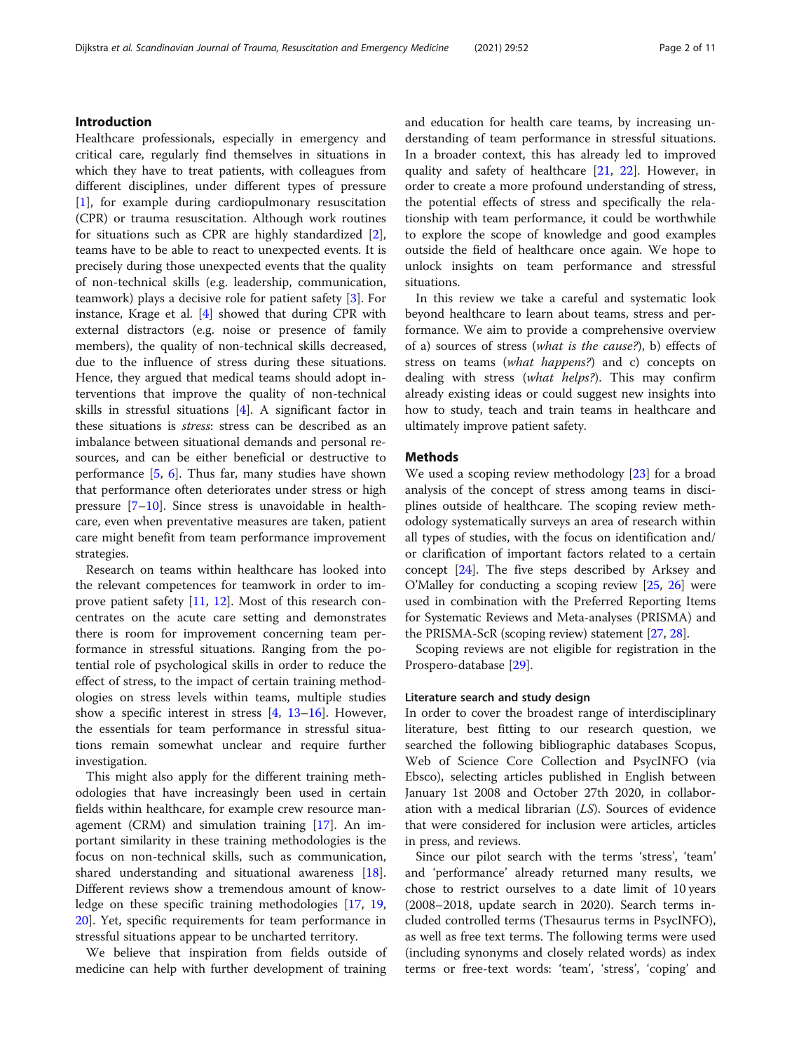## Introduction

Healthcare professionals, especially in emergency and critical care, regularly find themselves in situations in which they have to treat patients, with colleagues from different disciplines, under different types of pressure [1], for example during cardiopulmonary resuscitation (CPR) or trauma resuscitation. Although work routines for situations such as CPR are highly standardized [2], teams have to be able to react to unexpected events. It is precisely during those unexpected events that the quality of non-technical skills (e.g. leadership, communication, teamwork) plays a decisive role for patient safety [3]. For instance, Krage et al. [4] showed that during CPR with external distractors (e.g. noise or presence of family members), the quality of non-technical skills decreased, due to the influence of stress during these situations. Hence, they argued that medical teams should adopt interventions that improve the quality of non-technical skills in stressful situations [4]. A significant factor in these situations is *stress*: stress can be described as an imbalance between situational demands and personal resources, and can be either beneficial or destructive to performance [5, 6]. Thus far, many studies have shown that performance often deteriorates under stress or high pressure [7–10]. Since stress is unavoidable in healthcare, even when preventative measures are taken, patient care might benefit from team performance improvement strategies.

Research on teams within healthcare has looked into the relevant competences for teamwork in order to improve patient safety [11, 12]. Most of this research concentrates on the acute care setting and demonstrates there is room for improvement concerning team performance in stressful situations. Ranging from the potential role of psychological skills in order to reduce the effect of stress, to the impact of certain training methodologies on stress levels within teams, multiple studies show a specific interest in stress [4, 13–16]. However, the essentials for team performance in stressful situations remain somewhat unclear and require further investigation.

This might also apply for the different training methodologies that have increasingly been used in certain fields within healthcare, for example crew resource management (CRM) and simulation training [17]. An important similarity in these training methodologies is the focus on non-technical skills, such as communication, shared understanding and situational awareness [18]. Different reviews show a tremendous amount of knowledge on these specific training methodologies [17, 19, 20]. Yet, specific requirements for team performance in stressful situations appear to be uncharted territory.

We believe that inspiration from fields outside of medicine can help with further development of training and education for health care teams, by increasing understanding of team performance in stressful situations. In a broader context, this has already led to improved quality and safety of healthcare [21, 22]. However, in order to create a more profound understanding of stress, the potential effects of stress and specifically the relationship with team performance, it could be worthwhile to explore the scope of knowledge and good examples outside the field of healthcare once again. We hope to unlock insights on team performance and stressful situations.

In this review we take a careful and systematic look beyond healthcare to learn about teams, stress and performance. We aim to provide a comprehensive overview of a) sources of stress (*what is the cause?*), b) effects of stress on teams (*what happens?*) and c) concepts on dealing with stress (*what helps?*). This may confirm already existing ideas or could suggest new insights into how to study, teach and train teams in healthcare and ultimately improve patient safety.

## Methods

We used a scoping review methodology [23] for a broad analysis of the concept of stress among teams in disciplines outside of healthcare. The scoping review methodology systematically surveys an area of research within all types of studies, with the focus on identification and/or clarification of important factors related to a certain concept [24]. The five steps described by Arksey and O'Malley for conducting a scoping review [25, 26] were used in combination with the Preferred Reporting Items for Systematic Reviews and Meta-analyses (PRISMA) and the PRISMA-ScR (scoping review) statement [27, 28].

Scoping reviews are not eligible for registration in the Prospero-database [29].

### Literature search and study design

In order to cover the broadest range of interdisciplinary literature, best fitting to our research question, we searched the following bibliographic databases Scopus, Web of Science Core Collection and PsycINFO (via Ebsco), selecting articles published in English between January 1st 2008 and October 27th 2020, in collaboration with a medical librarian (*LS*). Sources of evidence that were considered for inclusion were articles, articles in press, and reviews.

Since our pilot search with the terms 'stress', 'team' and 'performance' already returned many results, we chose to restrict ourselves to a date limit of 10 years (2008–2018, update search in 2020). Search terms included controlled terms (Thesaurus terms in PsycINFO), as well as free text terms. The following terms were used (including synonyms and closely related words) as index terms or free-text words: 'team', 'stress', 'coping' and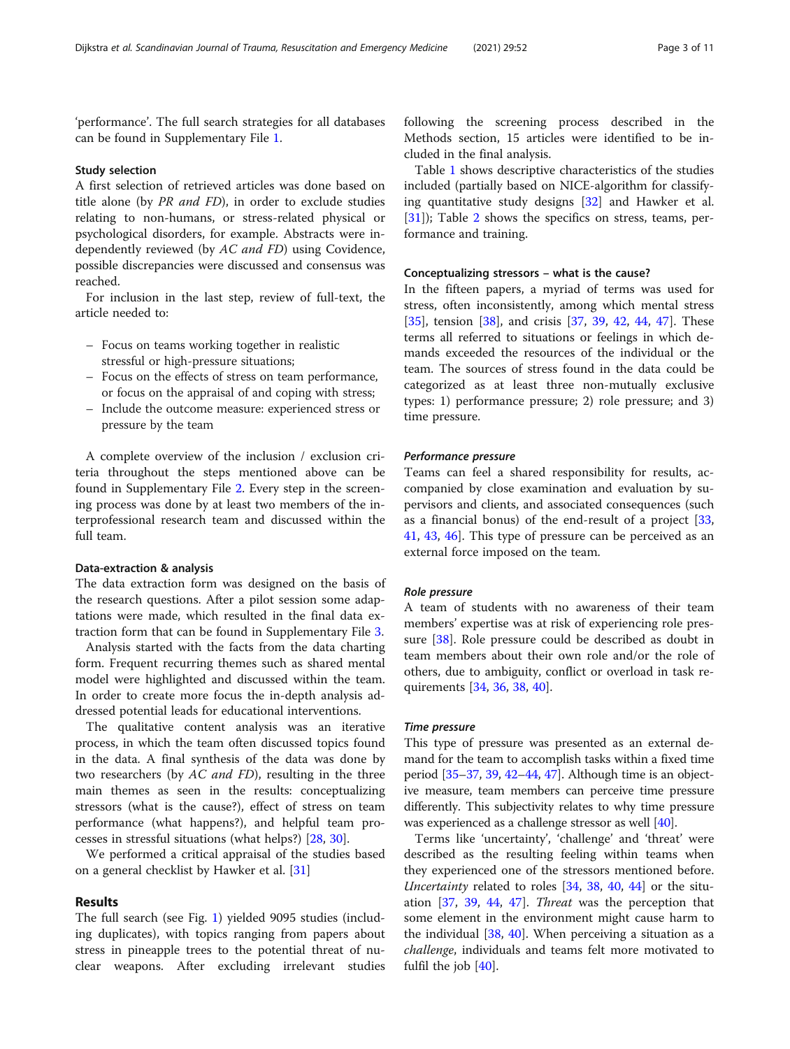'performance'. The full search strategies for all databases can be found in Supplementary File 1.

### Study selection

A first selection of retrieved articles was done based on title alone (by *PR and FD*), in order to exclude studies relating to non-humans, or stress-related physical or psychological disorders, for example. Abstracts were independently reviewed (by *AC and FD*) using Covidence, possible discrepancies were discussed and consensus was reached.

For inclusion in the last step, review of full-text, the article needed to:

- Focus on teams working together in realistic stressful or high-pressure situations;
- Focus on the effects of stress on team performance, or focus on the appraisal of and coping with stress;
- Include the outcome measure: experienced stress or pressure by the team

A complete overview of the inclusion / exclusion criteria throughout the steps mentioned above can be found in Supplementary File 2. Every step in the screening process was done by at least two members of the interprofessional research team and discussed within the full team.

### Data-extraction & analysis

The data extraction form was designed on the basis of the research questions. After a pilot session some adaptations were made, which resulted in the final data extraction form that can be found in Supplementary File 3.

Analysis started with the facts from the data charting form. Frequent recurring themes such as shared mental model were highlighted and discussed within the team. In order to create more focus the in-depth analysis addressed potential leads for educational interventions.

The qualitative content analysis was an iterative process, in which the team often discussed topics found in the data. A final synthesis of the data was done by two researchers (by *AC and FD*), resulting in the three main themes as seen in the results: conceptualizing stressors (what is the cause?), effect of stress on team performance (what happens?), and helpful team processes in stressful situations (what helps?) [28, 30].

We performed a critical appraisal of the studies based on a general checklist by Hawker et al. [31]

## Results

The full search (see Fig. 1) yielded 9095 studies (including duplicates), with topics ranging from papers about stress in pineapple trees to the potential threat of nuclear weapons. After excluding irrelevant studies following the screening process described in the Methods section, 15 articles were identified to be included in the final analysis.

Table 1 shows descriptive characteristics of the studies included (partially based on NICE-algorithm for classifying quantitative study designs [32] and Hawker et al. [31]); Table 2 shows the specifics on stress, teams, performance and training.

### Conceptualizing stressors – what is the cause?

In the fifteen papers, a myriad of terms was used for stress, often inconsistently, among which mental stress [35], tension [38], and crisis [37, 39, 42, 44, 47]. These terms all referred to situations or feelings in which demands exceeded the resources of the individual or the team. The sources of stress found in the data could be categorized as at least three non-mutually exclusive types: 1) performance pressure; 2) role pressure; and 3) time pressure.

#### *Performance pressure*

Teams can feel a shared responsibility for results, accompanied by close examination and evaluation by supervisors and clients, and associated consequences (such as a financial bonus) of the end-result of a project [33, 41, 43, 46]. This type of pressure can be perceived as an external force imposed on the team.

#### *Role pressure*

A team of students with no awareness of their team members' expertise was at risk of experiencing role pressure [38]. Role pressure could be described as doubt in team members about their own role and/or the role of others, due to ambiguity, conflict or overload in task requirements [34, 36, 38, 40].

#### *Time pressure*

This type of pressure was presented as an external demand for the team to accomplish tasks within a fixed time period [35–37, 39, 42–44, 47]. Although time is an objective measure, team members can perceive time pressure differently. This subjectivity relates to why time pressure was experienced as a challenge stressor as well [40].

Terms like 'uncertainty', 'challenge' and 'threat' were described as the resulting feeling within teams when they experienced one of the stressors mentioned before. *Uncertainty* related to roles [34, 38, 40, 44] or the situation [37, 39, 44, 47]. *Threat* was the perception that some element in the environment might cause harm to the individual [38, 40]. When perceiving a situation as a *challenge*, individuals and teams felt more motivated to fulfil the job [40].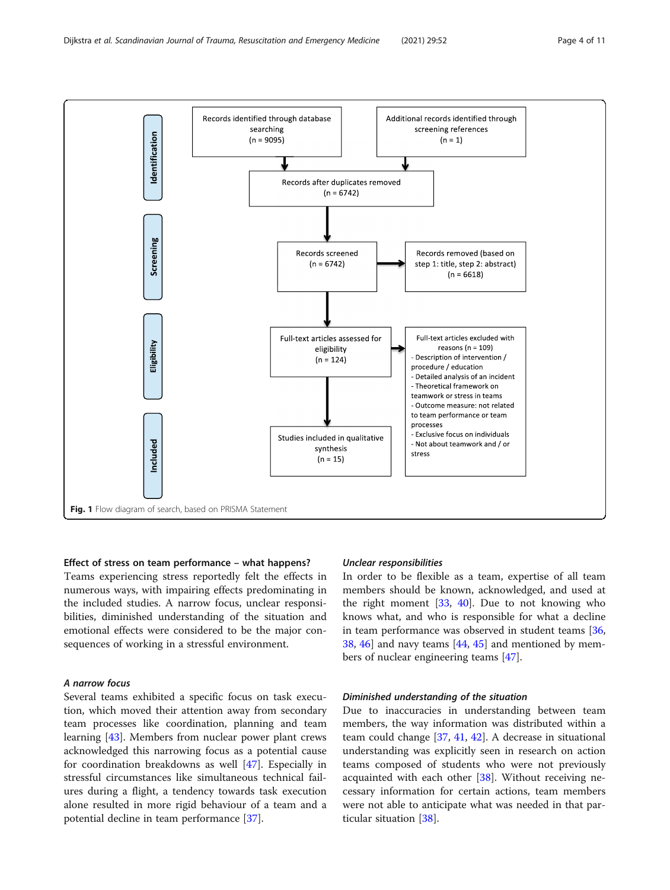**Identification**

- Records identified through database searching (n = 9095)
- Additional records identified through screening references (n = 1)
- Records after duplicates removed (n = 6742)

**Screening**

- Records screened (n = 6742)
- Records removed (based on step 1: title, step 2: abstract) (n = 6618)

**Eligibility**

- Full-text articles assessed for eligibility (n = 124)
- Full-text articles excluded with reasons (n = 109)
  - Description of intervention / procedure / education
  - Detailed analysis of an incident
  - Theoretical framework on teamwork or stress in teams
  - Outcome measure: not related to team performance or team processes
  - Exclusive focus on individuals
  - Not about teamwork and / or stress

**Included**

- Studies included in qualitative synthesis (n = 15)

**Fig. 1** Flow diagram of search, based on PRISMA Statement

### Effect of stress on team performance – what happens?

Teams experiencing stress reportedly felt the effects in numerous ways, with impairing effects predominating in the included studies. A narrow focus, unclear responsibilities, diminished understanding of the situation and emotional effects were considered to be the major consequences of working in a stressful environment.

#### *A narrow focus*

Several teams exhibited a specific focus on task execution, which moved their attention away from secondary team processes like coordination, planning and team learning [43]. Members from nuclear power plant crews acknowledged this narrowing focus as a potential cause for coordination breakdowns as well [47]. Especially in stressful circumstances like simultaneous technical failures during a flight, a tendency towards task execution alone resulted in more rigid behaviour of a team and a potential decline in team performance [37].

#### *Unclear responsibilities*

In order to be flexible as a team, expertise of all team members should be known, acknowledged, and used at the right moment [33, 40]. Due to not knowing who knows what, and who is responsible for what a decline in team performance was observed in student teams [36, 38, 46] and navy teams [44, 45] and mentioned by members of nuclear engineering teams [47].

#### *Diminished understanding of the situation*

Due to inaccuracies in understanding between team members, the way information was distributed within a team could change [37, 41, 42]. A decrease in situational understanding was explicitly seen in research on action teams composed of students who were not previously acquainted with each other [38]. Without receiving necessary information for certain actions, team members were not able to anticipate what was needed in that particular situation [38].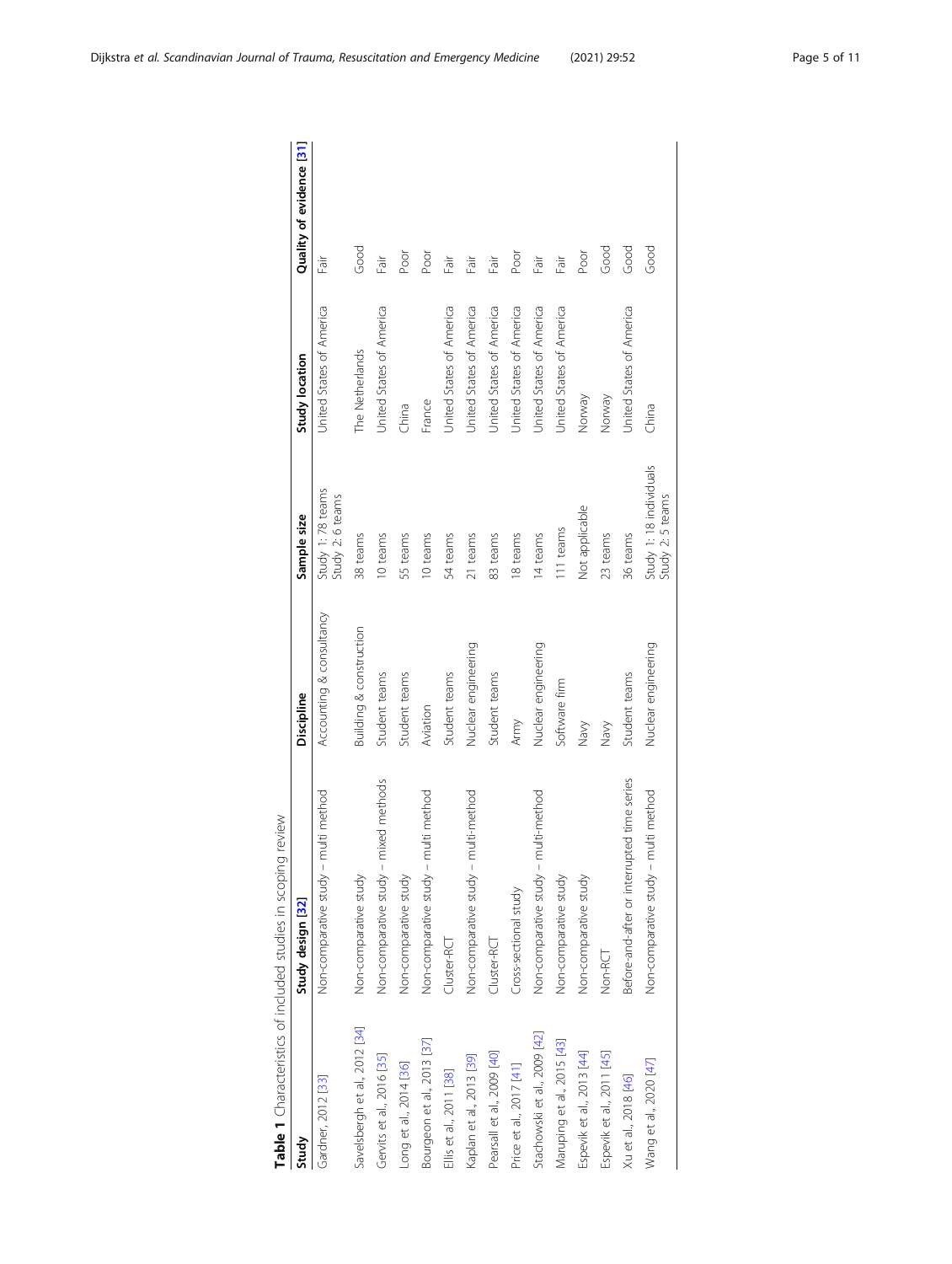**Table 1** Characteristics of included studies in scoping review

| Study | Study design [32] | Discipline | Sample size | Study location | Quality of evidence [31] |
|---|---|---|---|---|---|
| Gardner, 2012 [33] | Non-comparative study – multi method | Accounting & consultancy | Study 1: 78 teams<br>Study 2: 6 teams | United States of America | Fair |
| Savelsbergh et al., 2012 [34] | Non-comparative study | Building & construction | 38 teams | The Netherlands | Good |
| Gervits et al., 2016 [35] | Non-comparative study – mixed methods | Student teams | 10 teams | United States of America | Fair |
| Long et al., 2014 [36] | Non-comparative study | Student teams | 55 teams | China | Poor |
| Bourgeon et al., 2013 [37] | Non-comparative study – multi method | Aviation | 10 teams | France | Poor |
| Ellis et al., 2011 [38] | Cluster-RCT | Student teams | 54 teams | United States of America | Fair |
| Kaplan et al., 2013 [39] | Non-comparative study – multi-method | Nuclear engineering | 21 teams | United States of America | Fair |
| Pearsall et al., 2009 [40] | Cluster-RCT | Student teams | 83 teams | United States of America | Fair |
| Price et al., 2017 [41] | Cross-sectional study | Army | 18 teams | United States of America | Poor |
| Stachowski et al., 2009 [42] | Non-comparative study – multi-method | Nuclear engineering | 14 teams | United States of America | Fair |
| Maruping et al., 2015 [43] | Non-comparative study | Software firm | 111 teams | United States of America | Fair |
| Espevik et al., 2013 [44] | Non-comparative study | Navy | Not applicable | Norway | Poor |
| Espevik et al., 2011 [45] | Non-RCT | Navy | 23 teams | Norway | Good |
| Xu et al., 2018 [46] | Before-and-after or interrupted time series | Student teams | 36 teams | United States of America | Good |
| Wang et al., 2020 [47] | Non-comparative study – multi method | Nuclear engineering | Study 1: 18 individuals<br>Study 2: 5 teams | China | Good |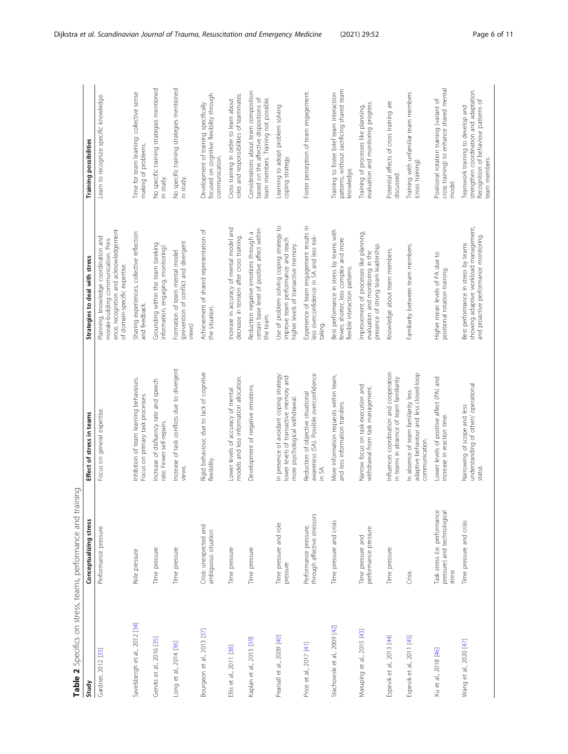**Table 2** Specifics on stress, teams, performance and training

| Study | Conceptualizing stress | Effect of stress in teams | Strategies to deal with stress | Training possibilities |
|---|---|---|---|---|
| Gardner, 2012 [33] | Performance pressure | Focus on general expertise. | Planning, knowledge coordination and morale-building communication. Presence, recognition and acknowledgement of domain-specific expertise. | Learn to recognize specific knowledge. |
| Savelsbergh et al., 2012 [34] | Role pressure | Inhibition of team learning behaviours. Focus on primary task processes. | Sharing experiences, collective reflection and feedback. | Time for team learning: collective sense making of problems. |
| Gervits et al., 2016 [35] | Time pressure | Increase of disfluency rate and speech rate. Fewer self-repairs. | Grounding within the team (seeking information, engaging, monitoring) | No specific training strategies mentioned in study. |
| Long et al., 2014 [36] | Time pressure | Increase of task conflicts due to divergent views. | Formation of team mental model (prevention of conflict and divergent views) | No specific training strategies mentioned in study. |
| Bourgeon et al., 2013 [37] | Crisis: unexpected and ambiguous situation | Rigid behaviour, due to lack of cognitive flexibility. | Achievement of shared representation of the situation. | Development of training specifically focused on cognitive flexibility through communication. |
| Ellis et al., 2011 [38] | Time pressure | Lower levels of accuracy of mental models and less information allocation. | Increase in accuracy of mental model and decrease in tension after cross training. | Cross training in order to learn about roles and responsibilities of teammates. |
| Kaplan et al., 2013 [39] | Time pressure | Development of negative emotions. | Reduction negative emotions through a certain base level of positive affect within the team. | Considerations about team composition based on the affective dispositions of team members. Training not possible. |
| Pearsall et al., 2009 [40] | Time pressure and role pressure | In presence of avoidant coping strategy: lower levels of transactive memory and more psychological withdrawal. | Use of problem solving coping strategy to improve team performance and reach higher levels of transactive memory. | Learning to adopt problem solving coping strategy. |
| Price et al., 2017 [41] | Performance pressure, through affective stressors | Reduction of objective situational awareness (SA). Possible overconfidence in SA. | Experience of team engagement results in less overconfidence in SA and less risk-taking. | Foster perception of team engagement. |
| Stachowski et al., 2009 [42] | Time pressure and crisis | More information requests within team, and less information transfers. | Best performance in stress by teams with fewer, shorter, less complex and more flexible interaction patterns. | Training to foster brief team interaction patterns, without sacrificing shared team knowledge. |
| Maruping et al., 2015 [43] | Time pressure and performance pressure | Narrow focus on task execution and withdrawal from task management. | Improvement of processes like planning, evaluation and monitoring in the presence of strong team leadership. | Training of processes like planning, evaluation and monitoring progress. |
| Espevik et al., 2013 [44] | Time pressure | Influences coordination and cooperation in teams in absence of team familiarity | Knowledge about team members. | Potential effects of cross training are discussed. |
| Espevik et al., 2011 [45] | Crisis | In absence of team familiarity less adaptive behaviour and less closed-loop communication. | Familiarity between team members. | Training with unfamiliar team members (cross training) |
| Xu et al., 2018 [46] | Task stress (i.e. performance pressure) and technological stress | Lower levels of positive affect (PA) and increase in reaction time. | Higher mean levels of PA due to positional rotation training. | Positional rotation training (variant of cross training) to enhance shared mental model. |
| Wang et al., 2020 [47] | Time pressure and crisis | Narrowing of scope and less understanding of others' operational status | Best performance in stress by teams showing adaptive workload management, and proactive performance monitoring. | Teamwork training to develop and strengthen coordination and adaptation. Recognition of behavior patterns of team members. |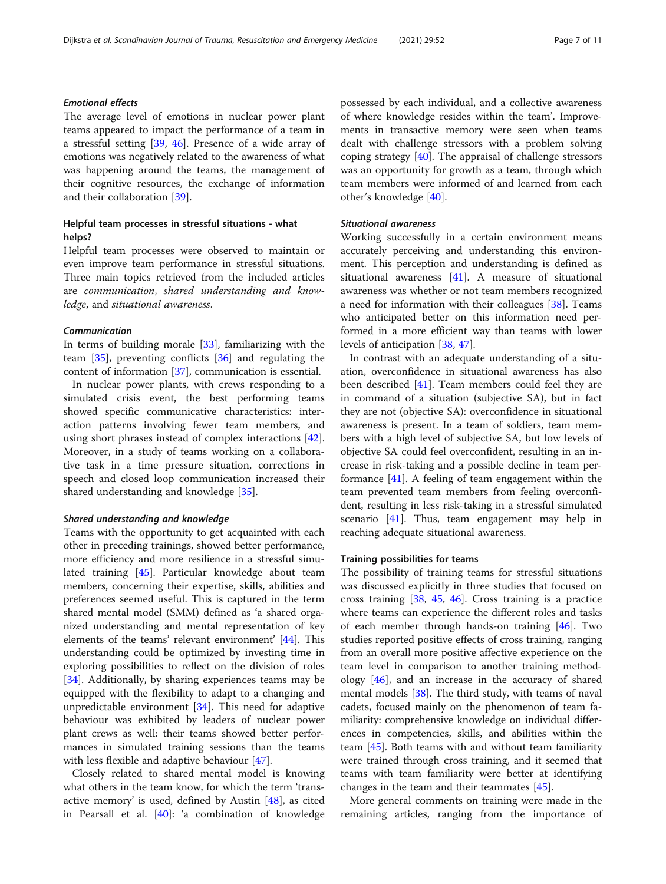#### *Emotional effects*

The average level of emotions in nuclear power plant teams appeared to impact the performance of a team in a stressful setting [39, 46]. Presence of a wide array of emotions was negatively related to the awareness of what was happening around the teams, the management of their cognitive resources, the exchange of information and their collaboration [39].

### Helpful team processes in stressful situations - what helps?

Helpful team processes were observed to maintain or even improve team performance in stressful situations. Three main topics retrieved from the included articles are *communication*, *shared understanding and knowledge*, and *situational awareness*.

#### *Communication*

In terms of building morale [33], familiarizing with the team [35], preventing conflicts [36] and regulating the content of information [37], communication is essential.

In nuclear power plants, with crews responding to a simulated crisis event, the best performing teams showed specific communicative characteristics: interaction patterns involving fewer team members, and using short phrases instead of complex interactions [42]. Moreover, in a study of teams working on a collaborative task in a time pressure situation, corrections in speech and closed loop communication increased their shared understanding and knowledge [35].

#### *Shared understanding and knowledge*

Teams with the opportunity to get acquainted with each other in preceding trainings, showed better performance, more efficiency and more resilience in a stressful simulated training [45]. Particular knowledge about team members, concerning their expertise, skills, abilities and preferences seemed useful. This is captured in the term shared mental model (SMM) defined as 'a shared organized understanding and mental representation of key elements of the teams' relevant environment' [44]. This understanding could be optimized by investing time in exploring possibilities to reflect on the division of roles [34]. Additionally, by sharing experiences teams may be equipped with the flexibility to adapt to a changing and unpredictable environment [34]. This need for adaptive behaviour was exhibited by leaders of nuclear power plant crews as well: their teams showed better performances in simulated training sessions than the teams with less flexible and adaptive behaviour [47].

Closely related to shared mental model is knowing what others in the team know, for which the term 'transactive memory' is used, defined by Austin [48], as cited in Pearsall et al. [40]: 'a combination of knowledge possessed by each individual, and a collective awareness of where knowledge resides within the team'. Improvements in transactive memory were seen when teams dealt with challenge stressors with a problem solving coping strategy [40]. The appraisal of challenge stressors was an opportunity for growth as a team, through which team members were informed of and learned from each other's knowledge [40].

#### *Situational awareness*

Working successfully in a certain environment means accurately perceiving and understanding this environment. This perception and understanding is defined as situational awareness [41]. A measure of situational awareness was whether or not team members recognized a need for information with their colleagues [38]. Teams who anticipated better on this information need performed in a more efficient way than teams with lower levels of anticipation [38, 47].

In contrast with an adequate understanding of a situation, overconfidence in situational awareness has also been described [41]. Team members could feel they are in command of a situation (subjective SA), but in fact they are not (objective SA): overconfidence in situational awareness is present. In a team of soldiers, team members with a high level of subjective SA, but low levels of objective SA could feel overconfident, resulting in an increase in risk-taking and a possible decline in team performance [41]. A feeling of team engagement within the team prevented team members from feeling overconfident, resulting in less risk-taking in a stressful simulated scenario [41]. Thus, team engagement may help in reaching adequate situational awareness.

### Training possibilities for teams

The possibility of training teams for stressful situations was discussed explicitly in three studies that focused on cross training [38, 45, 46]. Cross training is a practice where teams can experience the different roles and tasks of each member through hands-on training [46]. Two studies reported positive effects of cross training, ranging from an overall more positive affective experience on the team level in comparison to another training methodology [46], and an increase in the accuracy of shared mental models [38]. The third study, with teams of naval cadets, focused mainly on the phenomenon of team familiarity: comprehensive knowledge on individual differences in competencies, skills, and abilities within the team [45]. Both teams with and without team familiarity were trained through cross training, and it seemed that teams with team familiarity were better at identifying changes in the team and their teammates [45].

More general comments on training were made in the remaining articles, ranging from the importance of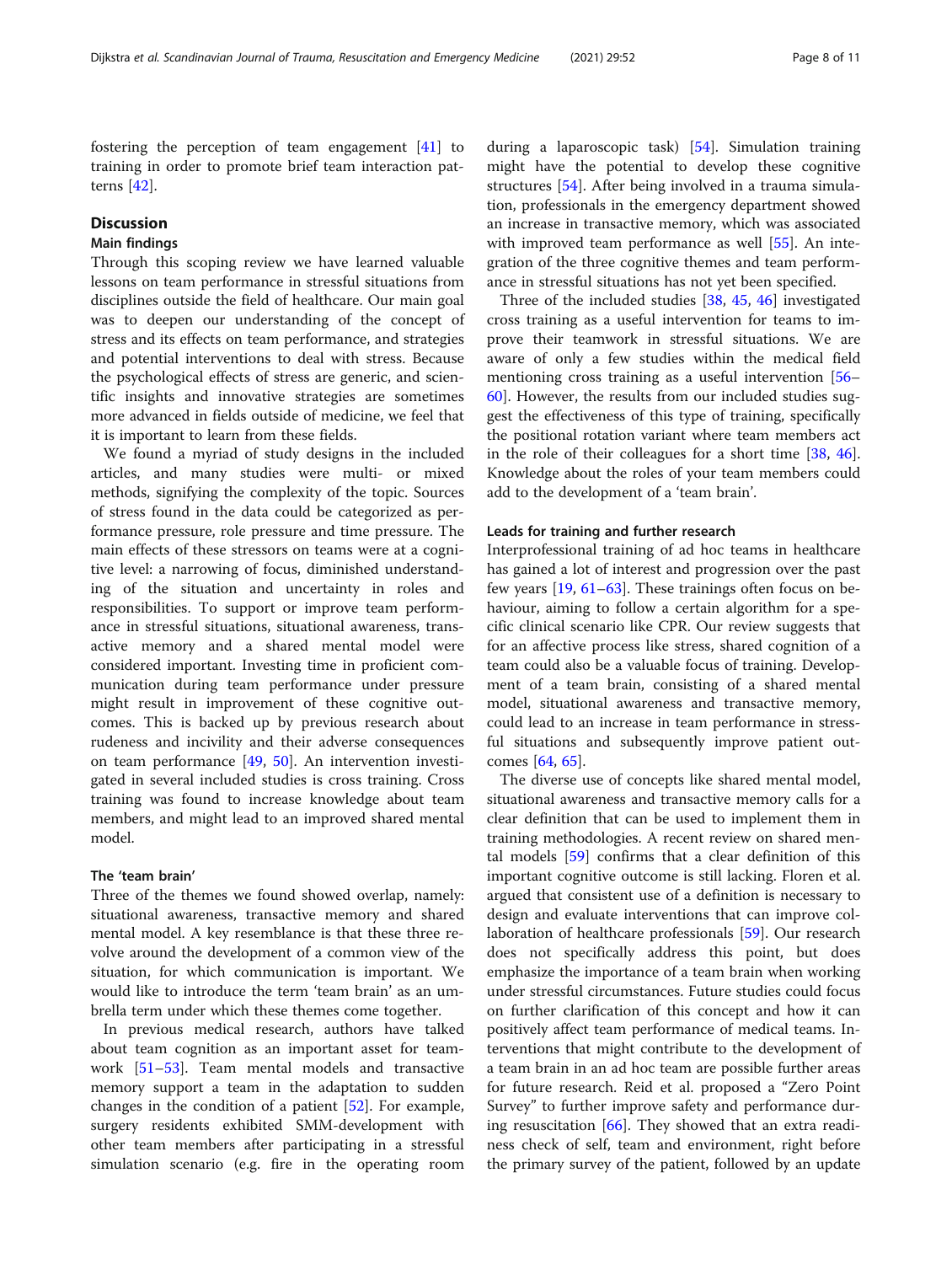fostering the perception of team engagement [41] to training in order to promote brief team interaction patterns [42].

## Discussion

### Main findings

Through this scoping review we have learned valuable lessons on team performance in stressful situations from disciplines outside the field of healthcare. Our main goal was to deepen our understanding of the concept of stress and its effects on team performance, and strategies and potential interventions to deal with stress. Because the psychological effects of stress are generic, and scientific insights and innovative strategies are sometimes more advanced in fields outside of medicine, we feel that it is important to learn from these fields.

We found a myriad of study designs in the included articles, and many studies were multi- or mixed methods, signifying the complexity of the topic. Sources of stress found in the data could be categorized as performance pressure, role pressure and time pressure. The main effects of these stressors on teams were at a cognitive level: a narrowing of focus, diminished understanding of the situation and uncertainty in roles and responsibilities. To support or improve team performance in stressful situations, situational awareness, transactive memory and a shared mental model were considered important. Investing time in proficient communication during team performance under pressure might result in improvement of these cognitive outcomes. This is backed up by previous research about rudeness and incivility and their adverse consequences on team performance [49, 50]. An intervention investigated in several included studies is cross training. Cross training was found to increase knowledge about team members, and might lead to an improved shared mental model.

### The 'team brain'

Three of the themes we found showed overlap, namely: situational awareness, transactive memory and shared mental model. A key resemblance is that these three revolve around the development of a common view of the situation, for which communication is important. We would like to introduce the term 'team brain' as an umbrella term under which these themes come together.

In previous medical research, authors have talked about team cognition as an important asset for teamwork [51–53]. Team mental models and transactive memory support a team in the adaptation to sudden changes in the condition of a patient [52]. For example, surgery residents exhibited SMM-development with other team members after participating in a stressful simulation scenario (e.g. fire in the operating room during a laparoscopic task) [54]. Simulation training might have the potential to develop these cognitive structures [54]. After being involved in a trauma simulation, professionals in the emergency department showed an increase in transactive memory, which was associated with improved team performance as well [55]. An integration of the three cognitive themes and team performance in stressful situations has not yet been specified.

Three of the included studies [38, 45, 46] investigated cross training as a useful intervention for teams to improve their teamwork in stressful situations. We are aware of only a few studies within the medical field mentioning cross training as a useful intervention [56–60]. However, the results from our included studies suggest the effectiveness of this type of training, specifically the positional rotation variant where team members act in the role of their colleagues for a short time [38, 46]. Knowledge about the roles of your team members could add to the development of a 'team brain'.

### Leads for training and further research

Interprofessional training of ad hoc teams in healthcare has gained a lot of interest and progression over the past few years [19, 61–63]. These trainings often focus on behaviour, aiming to follow a certain algorithm for a specific clinical scenario like CPR. Our review suggests that for an affective process like stress, shared cognition of a team could also be a valuable focus of training. Development of a team brain, consisting of a shared mental model, situational awareness and transactive memory, could lead to an increase in team performance in stressful situations and subsequently improve patient outcomes [64, 65].

The diverse use of concepts like shared mental model, situational awareness and transactive memory calls for a clear definition that can be used to implement them in training methodologies. A recent review on shared mental models [59] confirms that a clear definition of this important cognitive outcome is still lacking. Floren et al. argued that consistent use of a definition is necessary to design and evaluate interventions that can improve collaboration of healthcare professionals [59]. Our research does not specifically address this point, but does emphasize the importance of a team brain when working under stressful circumstances. Future studies could focus on further clarification of this concept and how it can positively affect team performance of medical teams. Interventions that might contribute to the development of a team brain in an ad hoc team are possible further areas for future research. Reid et al. proposed a "Zero Point Survey" to further improve safety and performance during resuscitation [66]. They showed that an extra readiness check of self, team and environment, right before the primary survey of the patient, followed by an update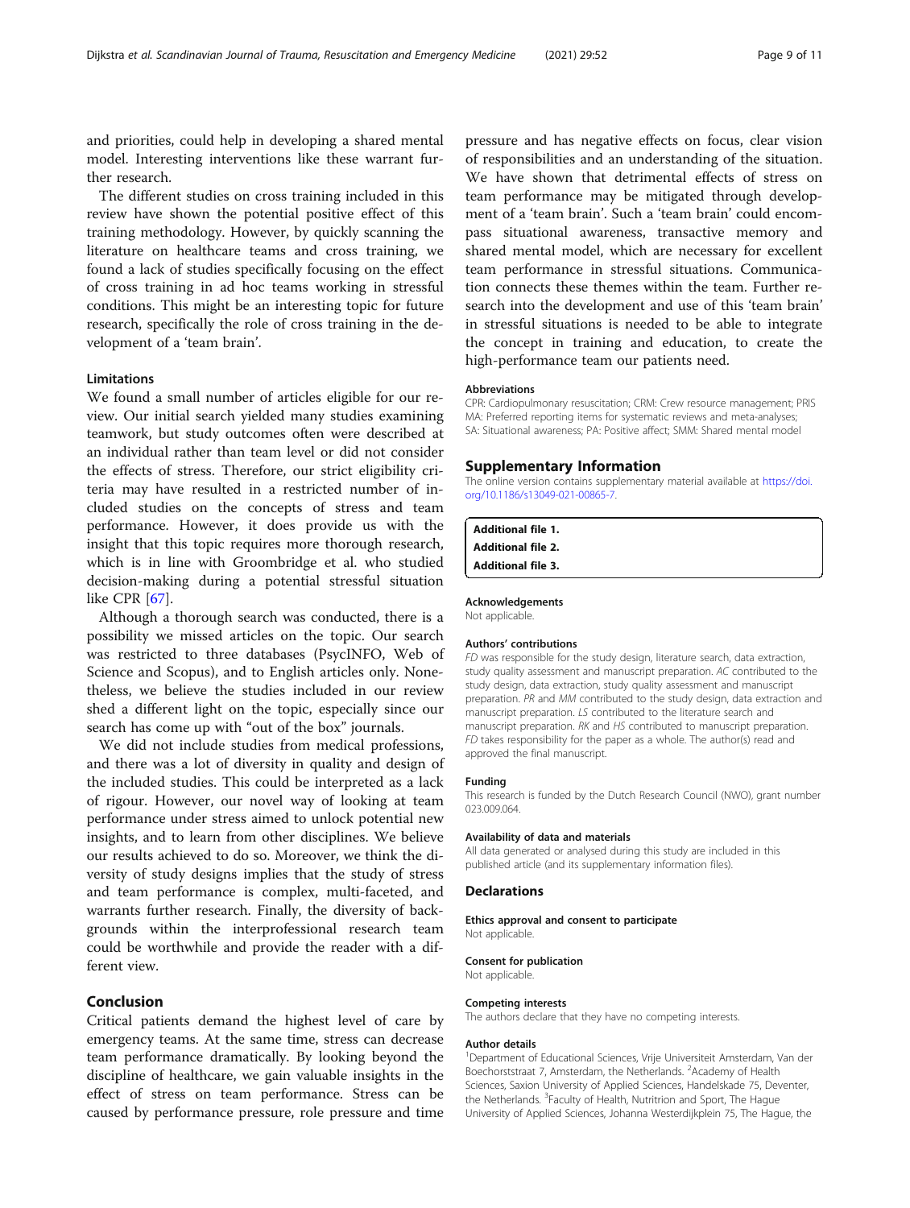and priorities, could help in developing a shared mental model. Interesting interventions like these warrant further research.

The different studies on cross training included in this review have shown the potential positive effect of this training methodology. However, by quickly scanning the literature on healthcare teams and cross training, we found a lack of studies specifically focusing on the effect of cross training in ad hoc teams working in stressful conditions. This might be an interesting topic for future research, specifically the role of cross training in the development of a 'team brain'.

### Limitations

We found a small number of articles eligible for our review. Our initial search yielded many studies examining teamwork, but study outcomes often were described at an individual rather than team level or did not consider the effects of stress. Therefore, our strict eligibility criteria may have resulted in a restricted number of included studies on the concepts of stress and team performance. However, it does provide us with the insight that this topic requires more thorough research, which is in line with Groombridge et al. who studied decision-making during a potential stressful situation like CPR [67].

Although a thorough search was conducted, there is a possibility we missed articles on the topic. Our search was restricted to three databases (PsycINFO, Web of Science and Scopus), and to English articles only. Nonetheless, we believe the studies included in our review shed a different light on the topic, especially since our search has come up with "out of the box" journals.

We did not include studies from medical professions, and there was a lot of diversity in quality and design of the included studies. This could be interpreted as a lack of rigour. However, our novel way of looking at team performance under stress aimed to unlock potential new insights, and to learn from other disciplines. We believe our results achieved to do so. Moreover, we think the diversity of study designs implies that the study of stress and team performance is complex, multi-faceted, and warrants further research. Finally, the diversity of backgrounds within the interprofessional research team could be worthwhile and provide the reader with a different view.

## Conclusion

Critical patients demand the highest level of care by emergency teams. At the same time, stress can decrease team performance dramatically. By looking beyond the discipline of healthcare, we gain valuable insights in the effect of stress on team performance. Stress can be caused by performance pressure, role pressure and time pressure and has negative effects on focus, clear vision of responsibilities and an understanding of the situation. We have shown that detrimental effects of stress on team performance may be mitigated through development of a 'team brain'. Such a 'team brain' could encompass situational awareness, transactive memory and shared mental model, which are necessary for excellent team performance in stressful situations. Communication connects these themes within the team. Further research into the development and use of this 'team brain' in stressful situations is needed to be able to integrate the concept in training and education, to create the high-performance team our patients need.

#### Abbreviations

CPR: Cardiopulmonary resuscitation; CRM: Crew resource management; PRISMA: Preferred reporting items for systematic reviews and meta-analyses; SA: Situational awareness; PA: Positive affect; SMM: Shared mental model

## Supplementary Information

The online version contains supplementary material available at https://doi.org/10.1186/s13049-021-00865-7.

**Additional file 1.**
**Additional file 2.**
**Additional file 3.**

#### Acknowledgements

Not applicable.

#### Authors' contributions

*FD* was responsible for the study design, literature search, data extraction, study quality assessment and manuscript preparation. *AC* contributed to the study design, data extraction, study quality assessment and manuscript preparation. *PR* and *MM* contributed to the study design, data extraction and manuscript preparation. *LS* contributed to the literature search and manuscript preparation. *RK* and *HS* contributed to manuscript preparation. *FD* takes responsibility for the paper as a whole. The author(s) read and approved the final manuscript.

#### Funding

This research is funded by the Dutch Research Council (NWO), grant number 023.009.064.

#### Availability of data and materials

All data generated or analysed during this study are included in this published article (and its supplementary information files).

### Declarations

#### Ethics approval and consent to participate

Not applicable.

#### Consent for publication

Not applicable.

#### Competing interests

The authors declare that they have no competing interests.

#### Author details

[1]Department of Educational Sciences, Vrije Universiteit Amsterdam, Van der Boechorststraat 7, Amsterdam, the Netherlands. [2]Academy of Health Sciences, Saxion University of Applied Sciences, Handelskade 75, Deventer, the Netherlands. [3]Faculty of Health, Nutritrion and Sport, The Hague University of Applied Sciences, Johanna Westerdijkplein 75, The Hague, the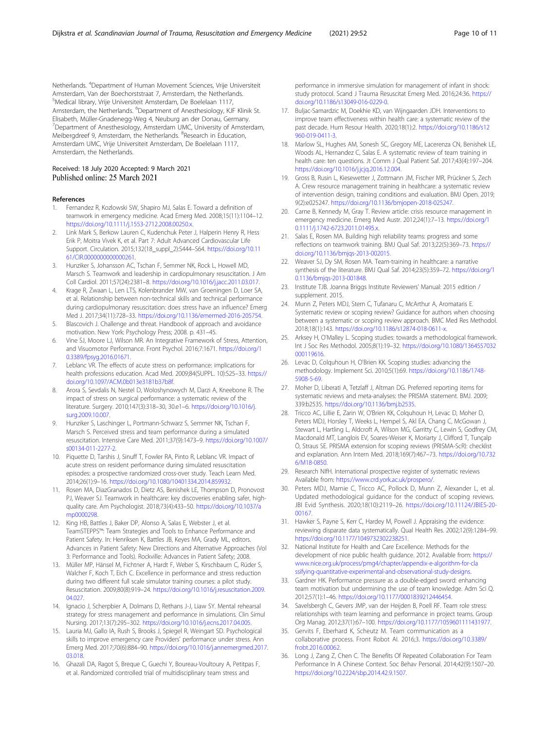Netherlands. [4]Department of Human Movement Sciences, Vrije Universiteit Amsterdam, Van der Boechorststraat 7, Amsterdam, the Netherlands. [5]Medical library, Vrije Universiteit Amsterdam, De Boelelaan 1117, Amsterdam, the Netherlands. [6]Department of Anesthesiology, KJF Klinik St. Elisabeth, Müller-Gnadenegg-Weg 4, Neuburg an der Donau, Germany. [7]Department of Anesthesiology, Amsterdam UMC, University of Amsterdam, Meibergdreef 9, Amsterdam, the Netherlands. [8]Research in Education, Amsterdam UMC, Vrije Universiteit Amsterdam, De Boelelaan 1117, Amsterdam, the Netherlands.

Received: 18 July 2020 Accepted: 9 March 2021
Published online: 25 March 2021

## References

1. Fernandez R, Kozlowski SW, Shapiro MJ, Salas E. Toward a definition of teamwork in emergency medicine. Acad Emerg Med. 2008;15(11):1104–12. https://doi.org/10.1111/j.1553-2712.2008.00250.x.
2. Link Mark S, Berkow Lauren C, Kudenchuk Peter J, Halperin Henry R, Hess Erik P, Moitra Vivek K, et al. Part 7: Adult Advanced Cardiovascular Life Support. Circulation. 2015;132(18_suppl_2):S444–S64. https://doi.org/10.1161/CIR.0000000000000261.
3. Hunziker S, Johansson AC, Tschan F, Semmer NK, Rock L, Howell MD, Marsch S. Teamwork and leadership in cardiopulmonary resuscitation. J Am Coll Cardiol. 2011;57(24):2381–8. https://doi.org/10.1016/j.jacc.2011.03.017.
4. Krage R, Zwaan L, Len LTS, Kolenbrander MW, van Groeningen D, Loer SA, et al. Relationship between non-technical skills and technical performance during cardiopulmonary resuscitation: does stress have an influence? Emerg Med J. 2017;34(11):728–33. https://doi.org/10.1136/emermed-2016-205754.
5. Blascovich J. Challenge and threat. Handbook of approach and avoidance motivation. New York: Psychology Press; 2008. p. 431–45.
6. Vine SJ, Moore LJ, Wilson MR. An Integrative Framework of Stress, Attention, and Visuomotor Performance. Front Psychol. 2016;7:1671. https://doi.org/10.3389/fpsyg.2016.01671.
7. Leblanc VR. The effects of acute stress on performance: implications for health professions education. Acad Med. 2009;84(SUPPL. 10):S25–33. https://doi.org/10.1097/ACM.0b013e3181b37b8f.
8. Arora S, Sevdalis N, Nestel D, Woloshynowych M, Darzi A, Kneebone R. The impact of stress on surgical performance: a systematic review of the literature. Surgery. 2010;147(3):318–30, 30.e1–6. https://doi.org/10.1016/j.surg.2009.10.007.
9. Hunziker S, Laschinger L, Portmann-Schwarz S, Semmer NK, Tschan F, Marsch S. Perceived stress and team performance during a simulated resuscitation. Intensive Care Med. 2011;37(9):1473–9. https://doi.org/10.1007/s00134-011-2277-2.
10. Piquette D, Tarshis J, Sinuff T, Fowler RA, Pinto R, Leblanc VR. Impact of acute stress on resident performance during simulated resuscitation episodes: a prospective randomized cross-over study. Teach Learn Med. 2014;26(1):9–16. https://doi.org/10.1080/10401334.2014.859932.
11. Rosen MA, DiazGranados D, Dietz AS, Benishek LE, Thompson D, Pronovost PJ, Weaver SJ. Teamwork in healthcare: key discoveries enabling safer, high-quality care. Am Psychologist. 2018;73(4):433–50. https://doi.org/10.1037/amp0000298.
12. King HB, Battles J, Baker DP, Alonso A, Salas E, Webster J, et al. TeamSTEPPS™: Team Strategies and Tools to Enhance Performance and Patient Safety. In: Henriksen K, Battles JB, Keyes MA, Grady ML, editors. Advances in Patient Safety: New Directions and Alternative Approaches (Vol 3: Performance and Tools). Rockville: Advances in Patient Safety; 2008.
13. Müller MP, Hänsel M, Fichtner A, Hardt F, Weber S, Kirschbaum C, Rüder S, Walcher F, Koch T, Eich C. Excellence in performance and stress reduction during two different full scale simulator training courses: a pilot study. Resuscitation. 2009;80(8):919–24. https://doi.org/10.1016/j.resuscitation.2009.04.027.
14. Ignacio J, Scherpbier A, Dolmans D, Rethans J-J, Liaw SY. Mental rehearsal strategy for stress management and performance in simulations. Clin Simul Nursing. 2017;13(7):295–302. https://doi.org/10.1016/j.ecns.2017.04.005.
15. Lauria MJ, Gallo IA, Rush S, Brooks J, Spiegel R, Weingart SD. Psychological skills to improve emergency care Providers' performance under stress. Ann Emerg Med. 2017;70(6):884–90. https://doi.org/10.1016/j.annemergmed.2017.03.018.
16. Ghazali DA, Ragot S, Breque C, Guechi Y, Boureau-Voultoury A, Petitpas F, et al. Randomized controlled trial of multidisciplinary team stress and performance in immersive simulation for management of infant in shock: study protocol. Scand J Trauma Resuscitat Emerg Med. 2016;24:36. https://doi.org/10.1186/s13049-016-0229-0.
17. Buljac-Samardzic M, Doekhie KD, van Wijngaarden JDH. Interventions to improve team effectiveness within health care: a systematic review of the past decade. Hum Resour Health. 2020;18(1):2. https://doi.org/10.1186/s12960-019-0411-3.
18. Marlow SL, Hughes AM, Sonesh SC, Gregory ME, Lacerenza CN, Benishek LE, Woods AL, Hernandez C, Salas E. A systematic review of team training in health care: ten questions. Jt Comm J Qual Patient Saf. 2017;43(4):197–204. https://doi.org/10.1016/j.jcjq.2016.12.004.
19. Gross B, Rusin L, Kiesewetter J, Zottmann JM, Fischer MR, Prückner S, Zech A. Crew resource management training in healthcare: a systematic review of intervention design, training conditions and evaluation. BMJ Open. 2019;9(2):e025247. https://doi.org/10.1136/bmjopen-2018-025247.
20. Carne B, Kennedy M, Gray T. Review article: crisis resource management in emergency medicine. Emerg Med Austr. 2012;24(1):7–13. https://doi.org/10.1111/j.1742-6723.2011.01495.x.
21. Salas E, Rosen MA. Building high reliability teams: progress and some reflections on teamwork training. BMJ Qual Saf. 2013;22(5):369–73. https://doi.org/10.1136/bmjqs-2013-002015.
22. Weaver SJ, Dy SM, Rosen MA. Team-training in healthcare: a narrative synthesis of the literature. BMJ Qual Saf. 2014;23(5):359–72. https://doi.org/10.1136/bmjqs-2013-001848.
23. Institute TJB. Joanna Briggs Institute Reviewers' Manual: 2015 edition / supplement. 2015.
24. Munn Z, Peters MDJ, Stern C, Tufanaru C, McArthur A, Aromataris E. Systematic review or scoping review? Guidance for authors when choosing between a systematic or scoping review approach. BMC Med Res Methodol. 2018;18(1):143. https://doi.org/10.1186/s12874-018-0611-x.
25. Arksey H, O'Malley L. Scoping studies: towards a methodological framework. Int J Soc Res Methodol. 2005;8(1):19–32. https://doi.org/10.1080/1364557032000119616.
26. Levac D, Colquhoun H, O'Brien KK. Scoping studies: advancing the methodology. Implement Sci. 2010;5(1):69. https://doi.org/10.1186/1748-5908-5-69.
27. Moher D, Liberati A, Tetzlaff J, Altman DG. Preferred reporting items for systematic reviews and meta-analyses: the PRISMA statement. BMJ. 2009;339:b2535. https://doi.org/10.1136/bmj.b2535.
28. Tricco AC, Lillie E, Zarin W, O'Brien KK, Colquhoun H, Levac D, Moher D, Peters MDJ, Horsley T, Weeks L, Hempel S, Akl EA, Chang C, McGowan J, Stewart L, Hartling L, Aldcroft A, Wilson MG, Garritty C, Lewin S, Godfrey CM, Macdonald MT, Langlois EV, Soares-Weiser K, Moriarty J, Clifford T, Tunçalp Ö, Straus SE. PRISMA extension for scoping reviews (PRISMA-ScR): checklist and explanation. Ann Intern Med. 2018;169(7):467–73. https://doi.org/10.7326/M18-0850.
29. Research NIfH. International prospective register of systematic reviews Available from: https://www.crd.york.ac.uk/prospero/.
30. Peters MDJ, Marnie C, Tricco AC, Pollock D, Munn Z, Alexander L, et al. Updated methodological guidance for the conduct of scoping reviews. JBI Evid Synthesis. 2020;18(10):2119–26. https://doi.org/10.11124/JBIES-20-00167.
31. Hawker S, Payne S, Kerr C, Hardey M, Powell J. Appraising the evidence: reviewing disparate data systematically. Qual Health Res. 2002;12(9):1284–99. https://doi.org/10.1177/1049732302238251.
32. National Institute for Health and Care Excellence. Methods for the development of nice public health guidance. 2012. Available from: https://www.nice.org.uk/process/pmg4/chapter/appendix-e-algorithm-for-classifying-quantitative-experimental-and-observational-study-designs.
33. Gardner HK. Performance pressure as a double-edged sword: enhancing team motivation but undermining the use of team knowledge. Adm Sci Q. 2012;57(1):1–46. https://doi.org/10.1177/0001839212446454.
34. Savelsbergh C, Gevers JMP, van der Heijden B, Poell RF. Team role stress: relationships with team learning and performance in project teams. Group Org Manag. 2012;37(1):67–100. https://doi.org/10.1177/1059601111431977.
35. Gervits F, Eberhard K, Scheutz M. Team communication as a collaborative process. Front Robot AI. 2016;3. https://doi.org/10.3389/frobt.2016.00062.
36. Long J, Zang Z, Chen C. The Benefits Of Repeated Collaboration For Team Performance In A Chinese Context. Soc Behav Personal. 2014;42(9):1507–20. https://doi.org/10.2224/sbp.2014.42.9.1507.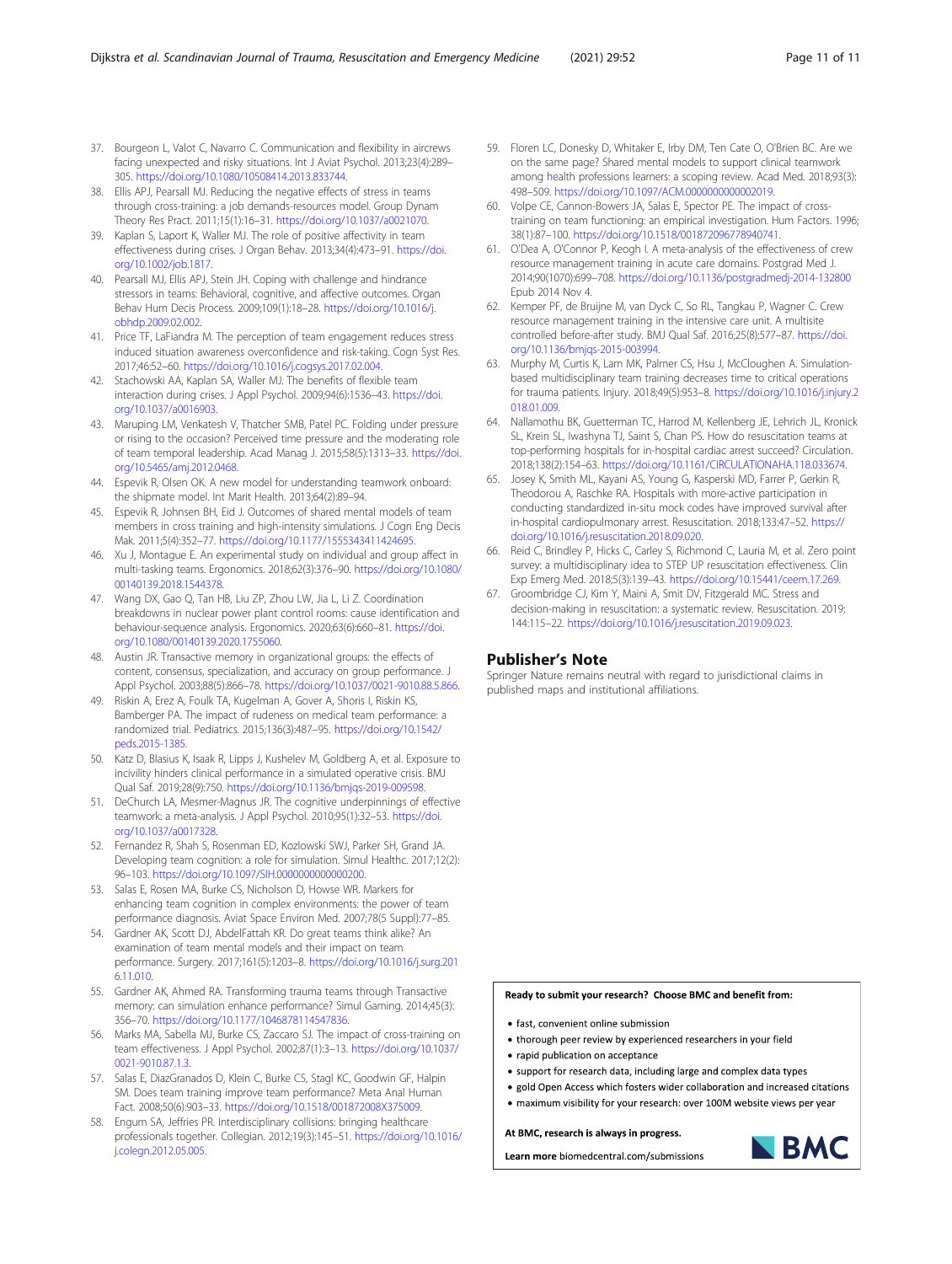37. Bourgeon L, Valot C, Navarro C. Communication and flexibility in aircrews facing unexpected and risky situations. Int J Aviat Psychol. 2013;23(4):289–305. https://doi.org/10.1080/10508414.2013.833744.
38. Ellis APJ, Pearsall MJ. Reducing the negative effects of stress in teams through cross-training: a job demands-resources model. Group Dynam Theory Res Pract. 2011;15(1):16–31. https://doi.org/10.1037/a0021070.
39. Kaplan S, Laport K, Waller MJ. The role of positive affectivity in team effectiveness during crises. J Organ Behav. 2013;34(4):473–91. https://doi.org/10.1002/job.1817.
40. Pearsall MJ, Ellis APJ, Stein JH. Coping with challenge and hindrance stressors in teams: Behavioral, cognitive, and affective outcomes. Organ Behav Hum Decis Process. 2009;109(1):18–28. https://doi.org/10.1016/j.obhdp.2009.02.002.
41. Price TF, LaFiandra M. The perception of team engagement reduces stress induced situation awareness overconfidence and risk-taking. Cogn Syst Res. 2017;46:52–60. https://doi.org/10.1016/j.cogsys.2017.02.004.
42. Stachowski AA, Kaplan SA, Waller MJ. The benefits of flexible team interaction during crises. J Appl Psychol. 2009;94(6):1536–43. https://doi.org/10.1037/a0016903.
43. Maruping LM, Venkatesh V, Thatcher SMB, Patel PC. Folding under pressure or rising to the occasion? Perceived time pressure and the moderating role of team temporal leadership. Acad Manag J. 2015;58(5):1313–33. https://doi.org/10.5465/amj.2012.0468.
44. Espevik R, Olsen OK. A new model for understanding teamwork onboard: the shipmate model. Int Marit Health. 2013;64(2):89–94.
45. Espevik R, Johnsen BH, Eid J. Outcomes of shared mental models of team members in cross training and high-intensity simulations. J Cogn Eng Decis Mak. 2011;5(4):352–77. https://doi.org/10.1177/1555343411424695.
46. Xu J, Montague E. An experimental study on individual and group affect in multi-tasking teams. Ergonomics. 2018;62(3):376–90. https://doi.org/10.1080/00140139.2018.1544378.
47. Wang DX, Gao Q, Tan HB, Liu ZP, Zhou LW, Jia L, Li Z. Coordination breakdowns in nuclear power plant control rooms: cause identification and behaviour-sequence analysis. Ergonomics. 2020;63(6):660–81. https://doi.org/10.1080/00140139.2020.1755060.
48. Austin JR. Transactive memory in organizational groups: the effects of content, consensus, specialization, and accuracy on group performance. J Appl Psychol. 2003;88(5):866–78. https://doi.org/10.1037/0021-9010.88.5.866.
49. Riskin A, Erez A, Foulk TA, Kugelman A, Gover A, Shoris I, Riskin KS, Bamberger PA. The impact of rudeness on medical team performance: a randomized trial. Pediatrics. 2015;136(3):487–95. https://doi.org/10.1542/peds.2015-1385.
50. Katz D, Blasius K, Isaak R, Lipps J, Kushelev M, Goldberg A, et al. Exposure to incivility hinders clinical performance in a simulated operative crisis. BMJ Qual Saf. 2019;28(9):750. https://doi.org/10.1136/bmjqs-2019-009598.
51. DeChurch LA, Mesmer-Magnus JR. The cognitive underpinnings of effective teamwork: a meta-analysis. J Appl Psychol. 2010;95(1):32–53. https://doi.org/10.1037/a0017328.
52. Fernandez R, Shah S, Rosenman ED, Kozlowski SWJ, Parker SH, Grand JA. Developing team cognition: a role for simulation. Simul Healthc. 2017;12(2):96–103. https://doi.org/10.1097/SIH.0000000000000200.
53. Salas E, Rosen MA, Burke CS, Nicholson D, Howse WR. Markers for enhancing team cognition in complex environments: the power of team performance diagnosis. Aviat Space Environ Med. 2007;78(5 Suppl):77–85.
54. Gardner AK, Scott DJ, AbdelFattah KR. Do great teams think alike? An examination of team mental models and their impact on team performance. Surgery. 2017;161(5):1203–8. https://doi.org/10.1016/j.surg.2016.11.010.
55. Gardner AK, Ahmed RA. Transforming trauma teams through Transactive memory: can simulation enhance performance? Simul Gaming. 2014;45(3):356–70. https://doi.org/10.1177/1046878114547836.
56. Marks MA, Sabella MJ, Burke CS, Zaccaro SJ. The impact of cross-training on team effectiveness. J Appl Psychol. 2002;87(1):3–13. https://doi.org/10.1037/0021-9010.87.1.3.
57. Salas E, DiazGranados D, Klein C, Burke CS, Stagl KC, Goodwin GF, Halpin SM. Does team training improve team performance? Meta Anal Human Fact. 2008;50(6):903–33. https://doi.org/10.1518/001872008X375009.
58. Engum SA, Jeffries PR. Interdisciplinary collisions: bringing healthcare professionals together. Collegian. 2012;19(3):145–51. https://doi.org/10.1016/j.colegn.2012.05.005.
59. Floren LC, Donesky D, Whitaker E, Irby DM, Ten Cate O, O'Brien BC. Are we on the same page? Shared mental models to support clinical teamwork among health professions learners: a scoping review. Acad Med. 2018;93(3):498–509. https://doi.org/10.1097/ACM.0000000000002019.
60. Volpe CE, Cannon-Bowers JA, Salas E, Spector PE. The impact of cross-training on team functioning: an empirical investigation. Hum Factors. 1996;38(1):87–100. https://doi.org/10.1518/001872096778940741.
61. O'Dea A, O'Connor P, Keogh I. A meta-analysis of the effectiveness of crew resource management training in acute care domains. Postgrad Med J. 2014;90(1070):699–708. https://doi.org/10.1136/postgradmedj-2014-132800 Epub 2014 Nov 4.
62. Kemper PF, de Bruijne M, van Dyck C, So RL, Tangkau P, Wagner C. Crew resource management training in the intensive care unit. A multisite controlled before-after study. BMJ Qual Saf. 2016;25(8):577–87. https://doi.org/10.1136/bmjqs-2015-003994.
63. Murphy M, Curtis K, Lam MK, Palmer CS, Hsu J, McCloughen A. Simulation-based multidisciplinary team training decreases time to critical operations for trauma patients. Injury. 2018;49(5):953–8. https://doi.org/10.1016/j.injury.2018.01.009.
64. Nallamothu BK, Guetterman TC, Harrod M, Kellenberg JE, Lehrich JL, Kronick SL, Krein SL, Iwashyna TJ, Saint S, Chan PS. How do resuscitation teams at top-performing hospitals for in-hospital cardiac arrest succeed? Circulation. 2018;138(2):154–63. https://doi.org/10.1161/CIRCULATIONAHA.118.033674.
65. Josey K, Smith ML, Kayani AS, Young G, Kasperski MD, Farrer P, Gerkin R, Theodorou A, Raschke RA. Hospitals with more-active participation in conducting standardized in-situ mock codes have improved survival after in-hospital cardiopulmonary arrest. Resuscitation. 2018;133:47–52. https://doi.org/10.1016/j.resuscitation.2018.09.020.
66. Reid C, Brindley P, Hicks C, Carley S, Richmond C, Lauria M, et al. Zero point survey: a multidisciplinary idea to STEP UP resuscitation effectiveness. Clin Exp Emerg Med. 2018;5(3):139–43. https://doi.org/10.15441/ceem.17.269.
67. Groombridge CJ, Kim Y, Maini A, Smit DV, Fitzgerald MC. Stress and decision-making in resuscitation: a systematic review. Resuscitation. 2019;144:115–22. https://doi.org/10.1016/j.resuscitation.2019.09.023.

## Publisher's Note

Springer Nature remains neutral with regard to jurisdictional claims in published maps and institutional affiliations.

**Ready to submit your research? Choose BMC and benefit from:**

- fast, convenient online submission
- thorough peer review by experienced researchers in your field
- rapid publication on acceptance
- support for research data, including large and complex data types
- gold Open Access which fosters wider collaboration and increased citations
- maximum visibility for your research: over 100M website views per year

**At BMC, research is always in progress.**

**Learn more** biomedcentral.com/submissions